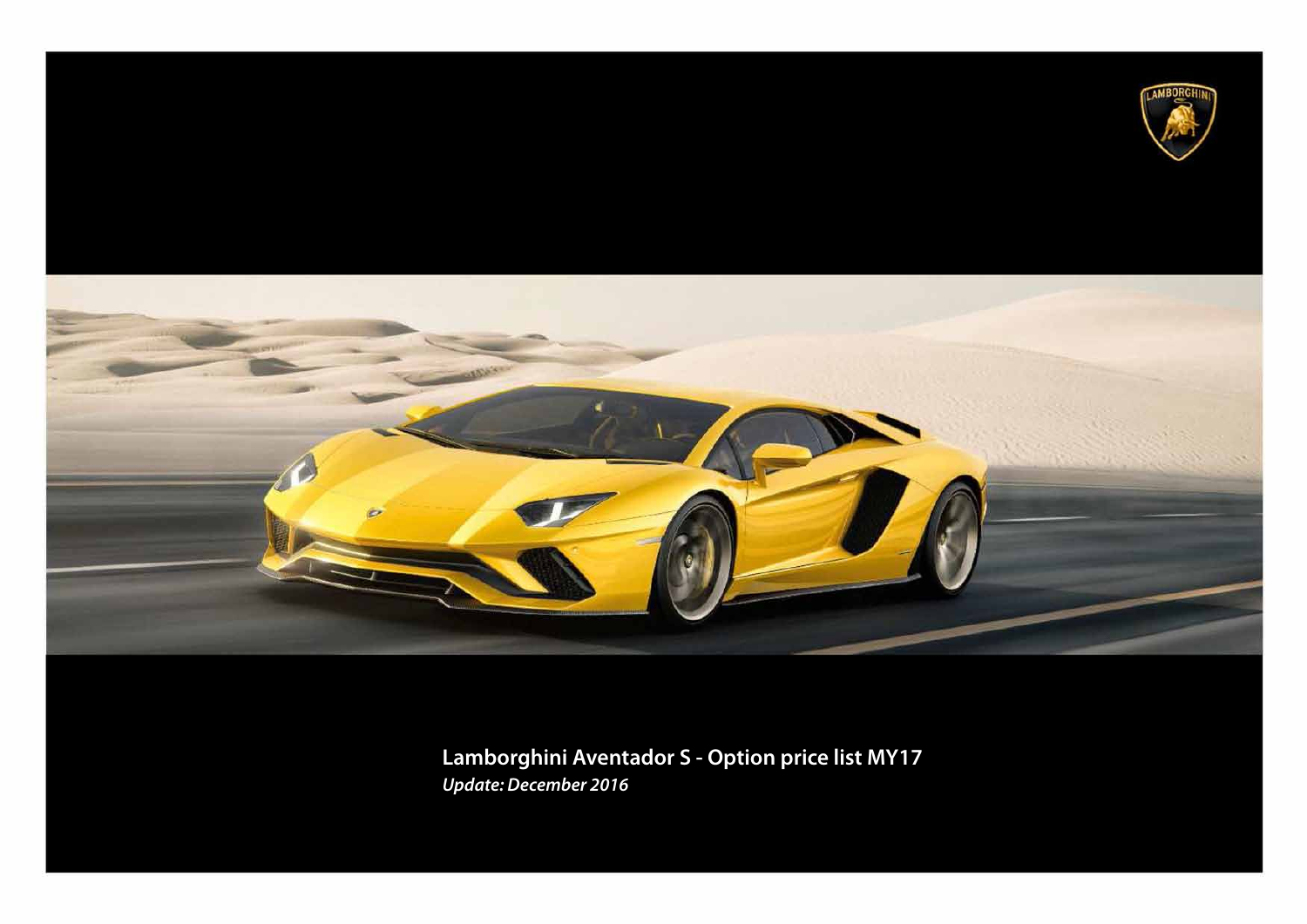**Lamborghini Aventador S - Option price list MY17**

***Update: December 2016***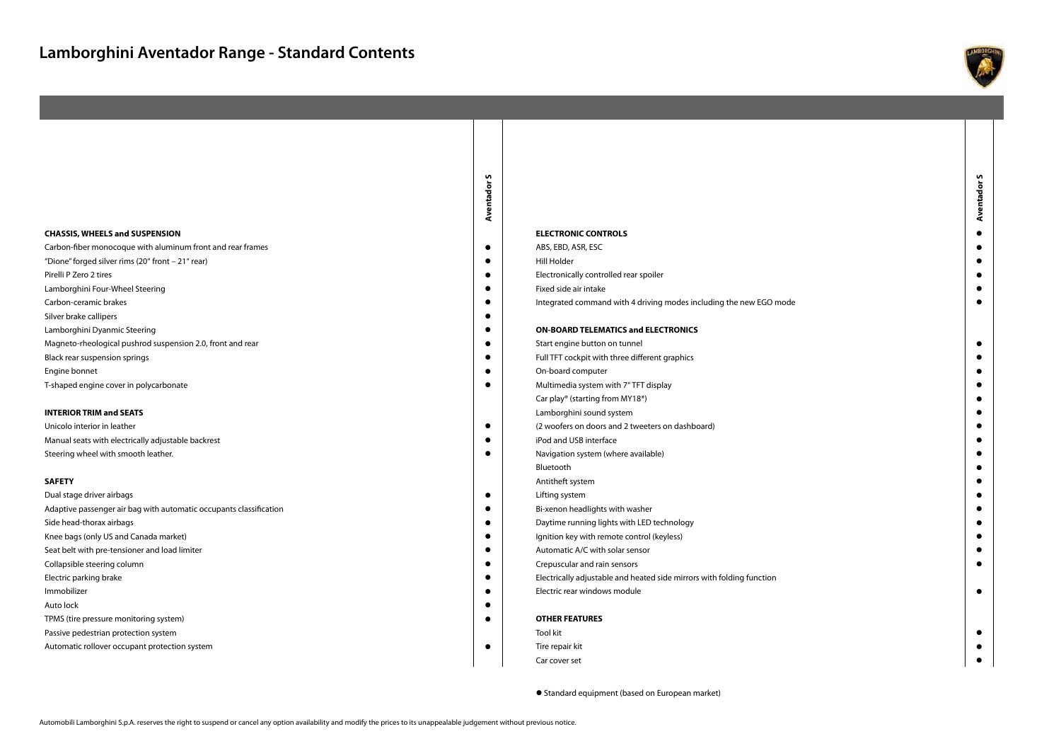# Lamborghini Aventador Range - Standard Contents

| | Aventador S |
|---|---|
| **CHASSIS, WHEELS and SUSPENSION** | |
| Carbon-fiber monocoque with aluminum front and rear frames | ● |
| "Dione" forged silver rims (20" front – 21" rear) | ● |
| Pirelli P Zero 2 tires | ● |
| Lamborghini Four-Wheel Steering | ● |
| Carbon-ceramic brakes | ● |
| Silver brake callipers | ● |
| Lamborghini Dyanmic Steering | ● |
| Magneto-rheological pushrod suspension 2.0, front and rear | ● |
| Black rear suspension springs | ● |
| Engine bonnet | ● |
| T-shaped engine cover in polycarbonate | ● |
| **INTERIOR TRIM and SEATS** | |
| Unicolo interior in leather | ● |
| Manual seats with electrically adjustable backrest | ● |
| Steering wheel with smooth leather. | ● |
| **SAFETY** | |
| Dual stage driver airbags | ● |
| Adaptive passenger air bag with automatic occupants classification | ● |
| Side head-thorax airbags | ● |
| Knee bags (only US and Canada market) | ● |
| Seat belt with pre-tensioner and load limiter | ● |
| Collapsible steering column | ● |
| Electric parking brake | ● |
| Immobilizer | ● |
| Auto lock | ● |
| TPMS (tire pressure monitoring system) | ● |
| Passive pedestrian protection system | |
| Automatic rollover occupant protection system | ● |

| | Aventador S |
|---|---|
| **ELECTRONIC CONTROLS** | ● |
| ABS, EBD, ASR, ESC | ● |
| Hill Holder | ● |
| Electronically controlled rear spoiler | ● |
| Fixed side air intake | ● |
| Integrated command with 4 driving modes including the new EGO mode | ● |
| **ON-BOARD TELEMATICS and ELECTRONICS** | |
| Start engine button on tunnel | ● |
| Full TFT cockpit with three different graphics | ● |
| On-board computer | ● |
| Multimedia system with 7" TFT display | ● |
| Car play® (starting from MY18*) | ● |
| Lamborghini sound system | ● |
| (2 woofers on doors and 2 tweeters on dashboard) | ● |
| iPod and USB interface | ● |
| Navigation system (where available) | ● |
| Bluetooth | ● |
| Antitheft system | ● |
| Lifting system | ● |
| Bi-xenon headlights with washer | ● |
| Daytime running lights with LED technology | ● |
| Ignition key with remote control (keyless) | ● |
| Automatic A/C with solar sensor | ● |
| Crepuscular and rain sensors | ● |
| Electrically adjustable and heated side mirrors with folding function | |
| Electric rear windows module | ● |
| **OTHER FEATURES** | |
| Tool kit | ● |
| Tire repair kit | ● |
| Car cover set | ● |

● Standard equipment (based on European market)

Automobili Lamborghini S.p.A. reserves the right to suspend or cancel any option availability and modify the prices to its unappealable judgement without previous notice.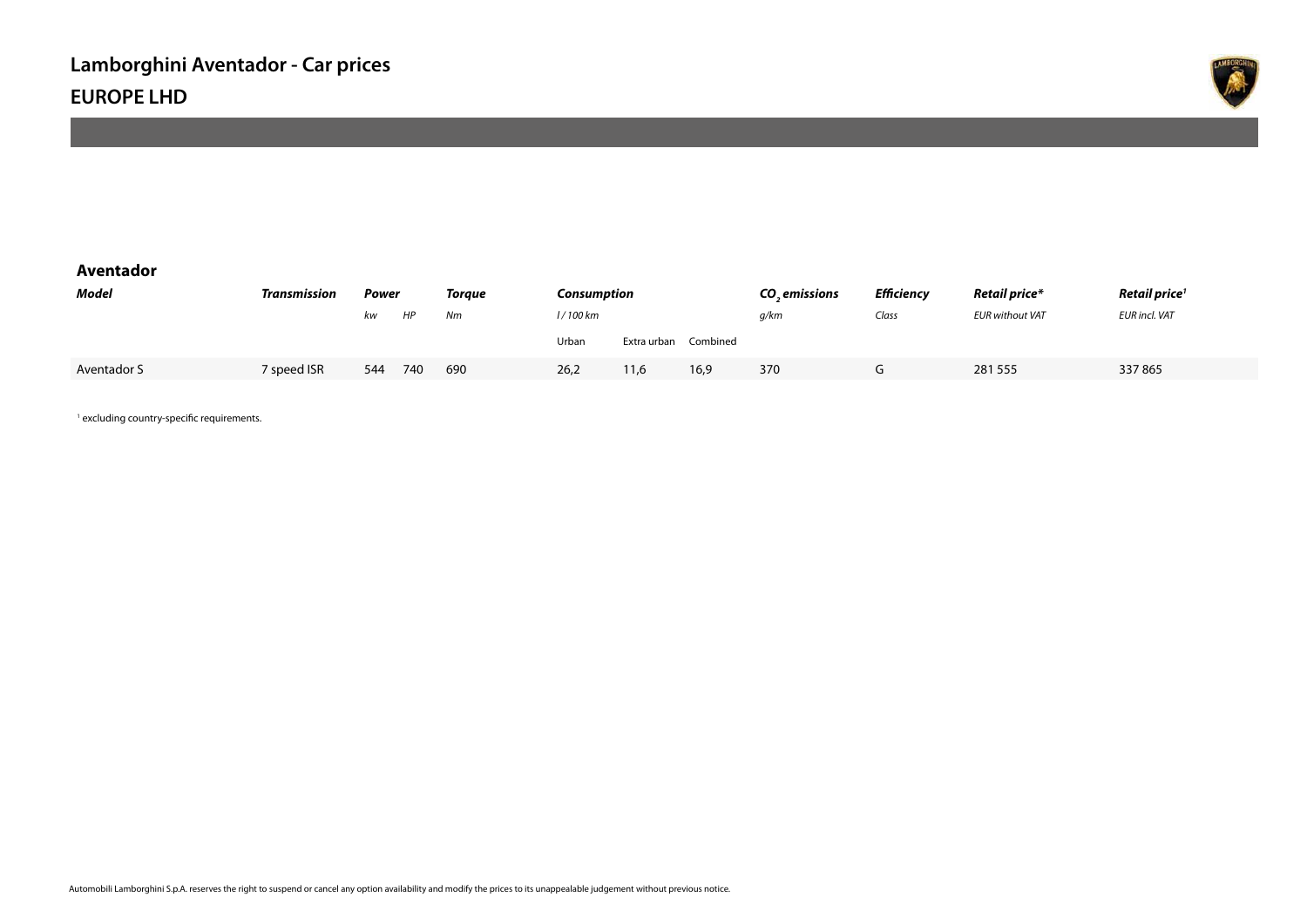# Lamborghini Aventador - Car prices

## EUROPE LHD

### Aventador

| ***Model*** | ***Transmission*** | ***Power*** | | ***Torque*** | ***Consumption*** | | | ***$CO_2$ emissions*** | ***Efficiency*** | ***Retail price**** | ***Retail price***[1] |
|---|---|---|---|---|---|---|---|---|---|---|---|
| | | *kw* | *HP* | *Nm* | *l / 100 km* | | | *g/km* | *Class* | *EUR without VAT* | *EUR incl. VAT* |
| | | | | | Urban | Extra urban | Combined | | | | |
| Aventador S | 7 speed ISR | 544 | 740 | 690 | 26,2 | 11,6 | 16,9 | 370 | G | 281 555 | 337 865 |

[1] excluding country-specific requirements.

Automobili Lamborghini S.p.A. reserves the right to suspend or cancel any option availability and modify the prices to its unappealable judgement without previous notice.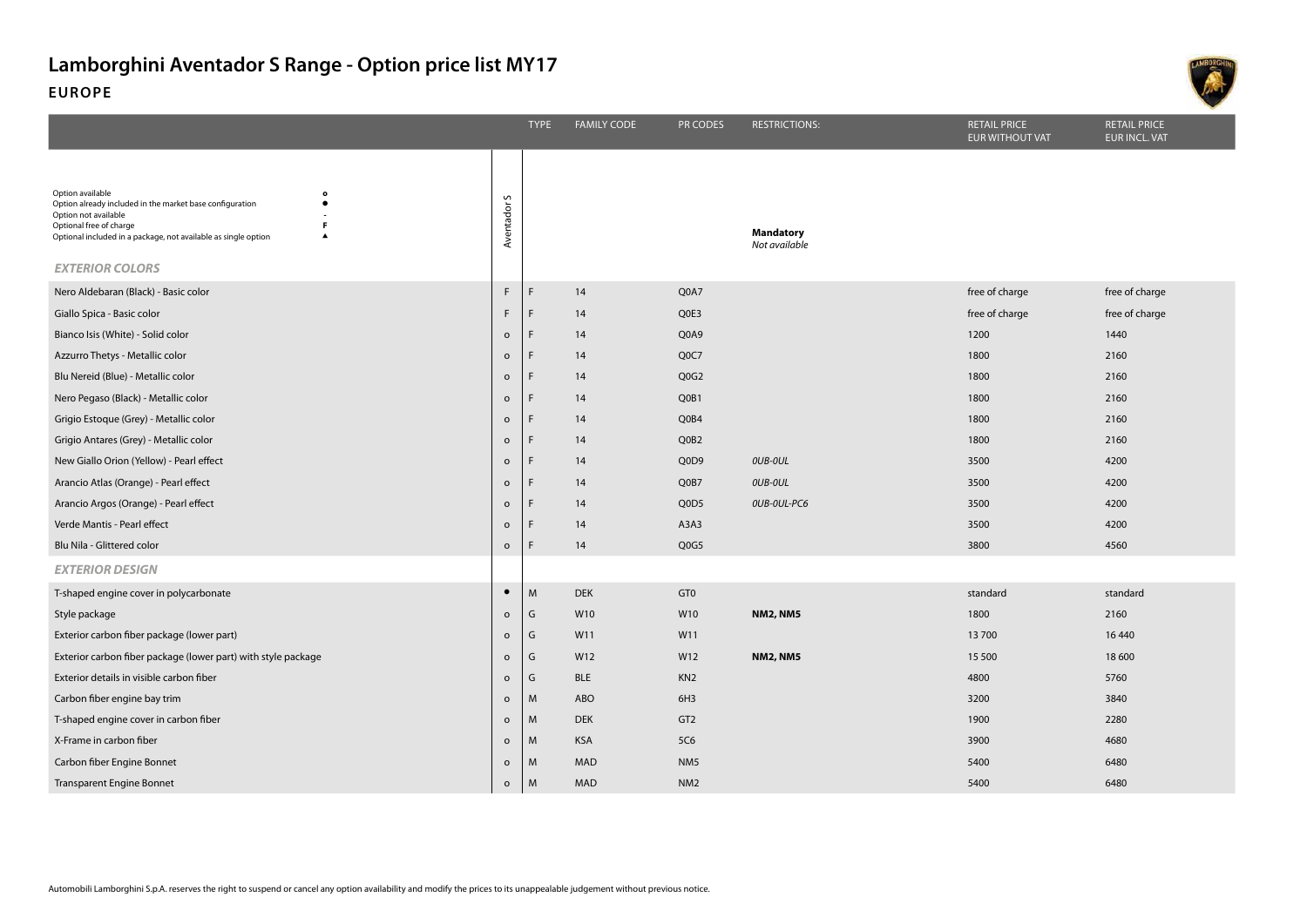# Lamborghini Aventador S Range - Option price list MY17

## EUROPE

Option available o
Option already included in the market base configuration ●
Option not available -
Optional free of charge F
Optional included in a package, not available as single option ▲

**Mandatory**
*Not available*

| | Aventador S | TYPE | FAMILY CODE | PR CODES | RESTRICTIONS: | RETAIL PRICE EUR WITHOUT VAT | RETAIL PRICE EUR INCL. VAT |
|---|---|---|---|---|---|---|---|
| ***EXTERIOR COLORS*** | | | | | | | |
| Nero Aldebaran (Black) - Basic color | F | F | 14 | Q0A7 | | free of charge | free of charge |
| Giallo Spica - Basic color | F | F | 14 | Q0E3 | | free of charge | free of charge |
| Bianco Isis (White) - Solid color | o | F | 14 | Q0A9 | | 1200 | 1440 |
| Azzurro Thetys - Metallic color | o | F | 14 | Q0C7 | | 1800 | 2160 |
| Blu Nereid (Blue) - Metallic color | o | F | 14 | Q0G2 | | 1800 | 2160 |
| Nero Pegaso (Black) - Metallic color | o | F | 14 | Q0B1 | | 1800 | 2160 |
| Grigio Estoque (Grey) - Metallic color | o | F | 14 | Q0B4 | | 1800 | 2160 |
| Grigio Antares (Grey) - Metallic color | o | F | 14 | Q0B2 | | 1800 | 2160 |
| New Giallo Orion (Yellow) - Pearl effect | o | F | 14 | Q0D9 | *0UB-0UL* | 3500 | 4200 |
| Arancio Atlas (Orange) - Pearl effect | o | F | 14 | Q0B7 | *0UB-0UL* | 3500 | 4200 |
| Arancio Argos (Orange) - Pearl effect | o | F | 14 | Q0D5 | *0UB-0UL-PC6* | 3500 | 4200 |
| Verde Mantis - Pearl effect | o | F | 14 | A3A3 | | 3500 | 4200 |
| Blu Nila - Glittered color | o | F | 14 | Q0G5 | | 3800 | 4560 |
| ***EXTERIOR DESIGN*** | | | | | | | |
| T-shaped engine cover in polycarbonate | ● | M | DEK | GT0 | | standard | standard |
| Style package | o | G | W10 | W10 | **NM2, NM5** | 1800 | 2160 |
| Exterior carbon fiber package (lower part) | o | G | W11 | W11 | | 13 700 | 16 440 |
| Exterior carbon fiber package (lower part) with style package | o | G | W12 | W12 | **NM2, NM5** | 15 500 | 18 600 |
| Exterior details in visible carbon fiber | o | G | BLE | KN2 | | 4800 | 5760 |
| Carbon fiber engine bay trim | o | M | ABO | 6H3 | | 3200 | 3840 |
| T-shaped engine cover in carbon fiber | o | M | DEK | GT2 | | 1900 | 2280 |
| X-Frame in carbon fiber | o | M | KSA | 5C6 | | 3900 | 4680 |
| Carbon fiber Engine Bonnet | o | M | MAD | NM5 | | 5400 | 6480 |
| Transparent Engine Bonnet | o | M | MAD | NM2 | | 5400 | 6480 |

Automobili Lamborghini S.p.A. reserves the right to suspend or cancel any option availability and modify the prices to its unappealable judgement without previous notice.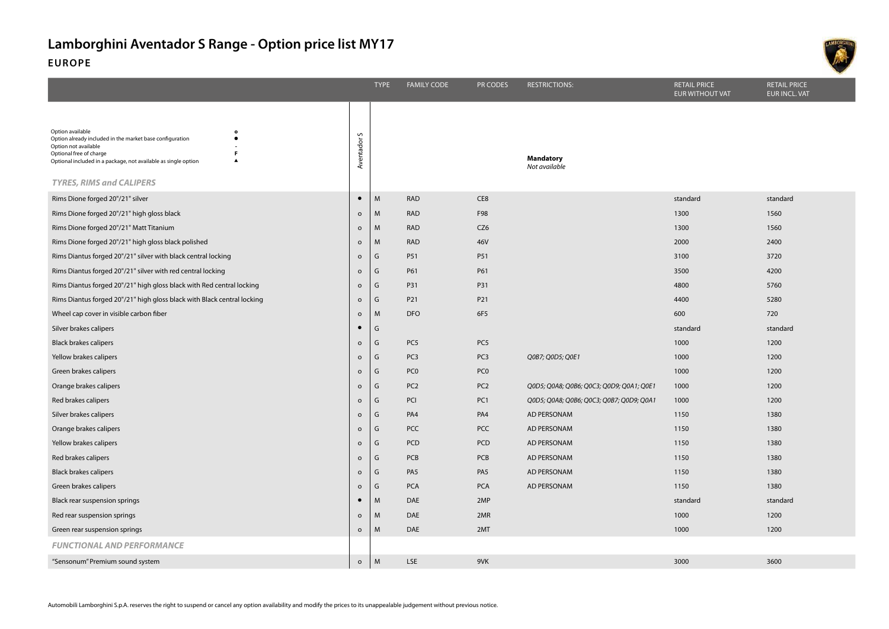# Lamborghini Aventador S Range - Option price list MY17

## EUROPE

| | Aventador S | TYPE | FAMILY CODE | PR CODES | RESTRICTIONS: | RETAIL PRICE EUR WITHOUT VAT | RETAIL PRICE EUR INCL. VAT |
|---|---|---|---|---|---|---|---|
| Option available: o<br>Option already included in the market base configuration: ●<br>Option not available: -<br>Optional free of charge: F<br>Optional included in a package, not available as single option: ▲ | | | | | **Mandatory**<br>*Not available* | | |
| ***TYRES, RIMS and CALIPERS*** | | | | | | | |
| Rims Dione forged 20"/21" silver | ● | M | RAD | CE8 | | standard | standard |
| Rims Dione forged 20"/21" high gloss black | o | M | RAD | F98 | | 1300 | 1560 |
| Rims Dione forged 20"/21" Matt Titanium | o | M | RAD | CZ6 | | 1300 | 1560 |
| Rims Dione forged 20"/21" high gloss black polished | o | M | RAD | 46V | | 2000 | 2400 |
| Rims Diantus forged 20"/21" silver with black central locking | o | G | P51 | P51 | | 3100 | 3720 |
| Rims Diantus forged 20"/21" silver with red central locking | o | G | P61 | P61 | | 3500 | 4200 |
| Rims Diantus forged 20"/21" high gloss black with Red central locking | o | G | P31 | P31 | | 4800 | 5760 |
| Rims Diantus forged 20"/21" high gloss black with Black central locking | o | G | P21 | P21 | | 4400 | 5280 |
| Wheel cap cover in visible carbon fiber | o | M | DFO | 6F5 | | 600 | 720 |
| Silver brakes calipers | ● | G | | | | standard | standard |
| Black brakes calipers | o | G | PC5 | PC5 | | 1000 | 1200 |
| Yellow brakes calipers | o | G | PC3 | PC3 | *Q0B7; Q0D5; Q0E1* | 1000 | 1200 |
| Green brakes calipers | o | G | PC0 | PC0 | | 1000 | 1200 |
| Orange brakes calipers | o | G | PC2 | PC2 | *Q0D5; Q0A8; Q0B6; Q0C3; Q0D9; Q0A1; Q0E1* | 1000 | 1200 |
| Red brakes calipers | o | G | PCI | PC1 | *Q0D5; Q0A8; Q0B6; Q0C3; Q0B7; Q0D9; Q0A1* | 1000 | 1200 |
| Silver brakes calipers | o | G | PA4 | PA4 | AD PERSONAM | 1150 | 1380 |
| Orange brakes calipers | o | G | PCC | PCC | AD PERSONAM | 1150 | 1380 |
| Yellow brakes calipers | o | G | PCD | PCD | AD PERSONAM | 1150 | 1380 |
| Red brakes calipers | o | G | PCB | PCB | AD PERSONAM | 1150 | 1380 |
| Black brakes calipers | o | G | PA5 | PA5 | AD PERSONAM | 1150 | 1380 |
| Green brakes calipers | o | G | PCA | PCA | AD PERSONAM | 1150 | 1380 |
| Black rear suspension springs | ● | M | DAE | 2MP | | standard | standard |
| Red rear suspension springs | o | M | DAE | 2MR | | 1000 | 1200 |
| Green rear suspension springs | o | M | DAE | 2MT | | 1000 | 1200 |
| ***FUNCTIONAL AND PERFORMANCE*** | | | | | | | |
| "Sensonum" Premium sound system | o | M | LSE | 9VK | | 3000 | 3600 |

Automobili Lamborghini S.p.A. reserves the right to suspend or cancel any option availability and modify the prices to its unappealable judgement without previous notice.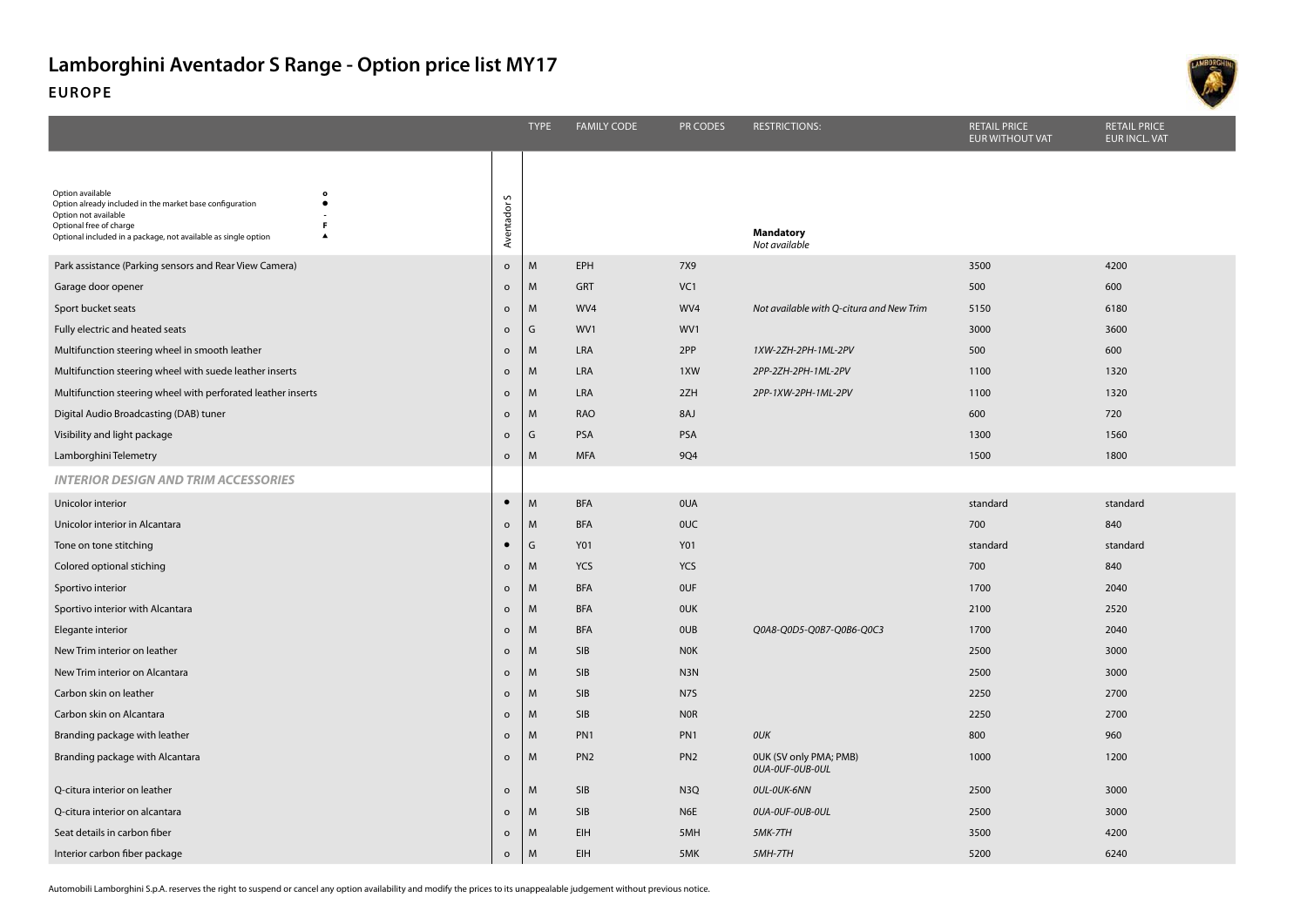# Lamborghini Aventador S Range - Option price list MY17

## EUROPE

| | Aventador S | TYPE | FAMILY CODE | PR CODES | RESTRICTIONS: | RETAIL PRICE EUR WITHOUT VAT | RETAIL PRICE EUR INCL. VAT |
|---|---|---|---|---|---|---|---|
| Option available: o<br>Option already included in the market base configuration: ●<br>Option not available: -<br>Optional free of charge: F<br>Optional included in a package, not available as single option: ▲ | | | | | **Mandatory**<br>*Not available* | | |
| Park assistance (Parking sensors and Rear View Camera) | o | M | EPH | 7X9 | | 3500 | 4200 |
| Garage door opener | o | M | GRT | VC1 | | 500 | 600 |
| Sport bucket seats | o | M | WV4 | WV4 | *Not available with Q-citura and New Trim* | 5150 | 6180 |
| Fully electric and heated seats | o | G | WV1 | WV1 | | 3000 | 3600 |
| Multifunction steering wheel in smooth leather | o | M | LRA | 2PP | *1XW-2ZH-2PH-1ML-2PV* | 500 | 600 |
| Multifunction steering wheel with suede leather inserts | o | M | LRA | 1XW | *2PP-2ZH-2PH-1ML-2PV* | 1100 | 1320 |
| Multifunction steering wheel with perforated leather inserts | o | M | LRA | 2ZH | *2PP-1XW-2PH-1ML-2PV* | 1100 | 1320 |
| Digital Audio Broadcasting (DAB) tuner | o | M | RAO | 8AJ | | 600 | 720 |
| Visibility and light package | o | G | PSA | PSA | | 1300 | 1560 |
| Lamborghini Telemetry | o | M | MFA | 9Q4 | | 1500 | 1800 |
| ***INTERIOR DESIGN AND TRIM ACCESSORIES*** | | | | | | | |
| Unicolor interior | ● | M | BFA | 0UA | | standard | standard |
| Unicolor interior in Alcantara | o | M | BFA | 0UC | | 700 | 840 |
| Tone on tone stitching | ● | G | Y01 | Y01 | | standard | standard |
| Colored optional stiching | o | M | YCS | YCS | | 700 | 840 |
| Sportivo interior | o | M | BFA | 0UF | | 1700 | 2040 |
| Sportivo interior with Alcantara | o | M | BFA | 0UK | | 2100 | 2520 |
| Elegante interior | o | M | BFA | 0UB | *Q0A8-Q0D5-Q0B7-Q0B6-Q0C3* | 1700 | 2040 |
| New Trim interior on leather | o | M | SIB | N0K | | 2500 | 3000 |
| New Trim interior on Alcantara | o | M | SIB | N3N | | 2500 | 3000 |
| Carbon skin on leather | o | M | SIB | N7S | | 2250 | 2700 |
| Carbon skin on Alcantara | o | M | SIB | N0R | | 2250 | 2700 |
| Branding package with leather | o | M | PN1 | PN1 | *0UK* | 800 | 960 |
| Branding package with Alcantara | o | M | PN2 | PN2 | 0UK (SV only PMA; PMB)<br>*0UA-0UF-0UB-0UL* | 1000 | 1200 |
| Q-citura interior on leather | o | M | SIB | N3Q | *0UL-0UK-6NN* | 2500 | 3000 |
| Q-citura interior on alcantara | o | M | SIB | N6E | *0UA-0UF-0UB-0UL* | 2500 | 3000 |
| Seat details in carbon fiber | o | M | EIH | 5MH | *5MK-7TH* | 3500 | 4200 |
| Interior carbon fiber package | o | M | EIH | 5MK | *5MH-7TH* | 5200 | 6240 |

Automobili Lamborghini S.p.A. reserves the right to suspend or cancel any option availability and modify the prices to its unappealable judgement without previous notice.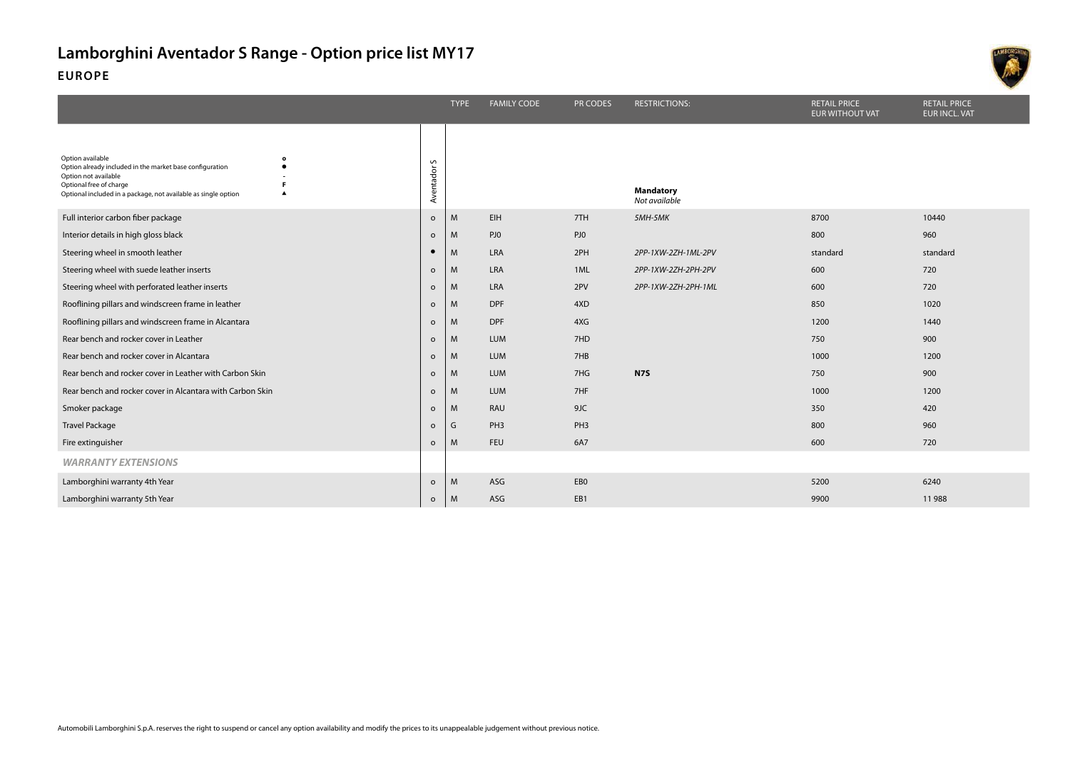# Lamborghini Aventador S Range - Option price list MY17

## EUROPE

| | Aventador S | TYPE | FAMILY CODE | PR CODES | RESTRICTIONS: **Mandatory** *Not available* | RETAIL PRICE EUR WITHOUT VAT | RETAIL PRICE EUR INCL. VAT |
|---|---|---|---|---|---|---|---|
| Option available: o; Option already included in the market base configuration: ●; Option not available: -; Optional free of charge: F; Optional included in a package, not available as single option: ▲ | | | | | | | |
| Full interior carbon fiber package | o | M | EIH | 7TH | *5MH-5MK* | 8700 | 10440 |
| Interior details in high gloss black | o | M | PJ0 | PJ0 | | 800 | 960 |
| Steering wheel in smooth leather | ● | M | LRA | 2PH | *2PP-1XW-2ZH-1ML-2PV* | standard | standard |
| Steering wheel with suede leather inserts | o | M | LRA | 1ML | *2PP-1XW-2ZH-2PH-2PV* | 600 | 720 |
| Steering wheel with perforated leather inserts | o | M | LRA | 2PV | *2PP-1XW-2ZH-2PH-1ML* | 600 | 720 |
| Rooflining pillars and windscreen frame in leather | o | M | DPF | 4XD | | 850 | 1020 |
| Rooflining pillars and windscreen frame in Alcantara | o | M | DPF | 4XG | | 1200 | 1440 |
| Rear bench and rocker cover in Leather | o | M | LUM | 7HD | | 750 | 900 |
| Rear bench and rocker cover in Alcantara | o | M | LUM | 7HB | | 1000 | 1200 |
| Rear bench and rocker cover in Leather with Carbon Skin | o | M | LUM | 7HG | **N7S** | 750 | 900 |
| Rear bench and rocker cover in Alcantara with Carbon Skin | o | M | LUM | 7HF | | 1000 | 1200 |
| Smoker package | o | M | RAU | 9JC | | 350 | 420 |
| Travel Package | o | G | PH3 | PH3 | | 800 | 960 |
| Fire extinguisher | o | M | FEU | 6A7 | | 600 | 720 |
| ***WARRANTY EXTENSIONS*** | | | | | | | |
| Lamborghini warranty 4th Year | o | M | ASG | EB0 | | 5200 | 6240 |
| Lamborghini warranty 5th Year | o | M | ASG | EB1 | | 9900 | 11 988 |

Automobili Lamborghini S.p.A. reserves the right to suspend or cancel any option availability and modify the prices to its unappealable judgement without previous notice.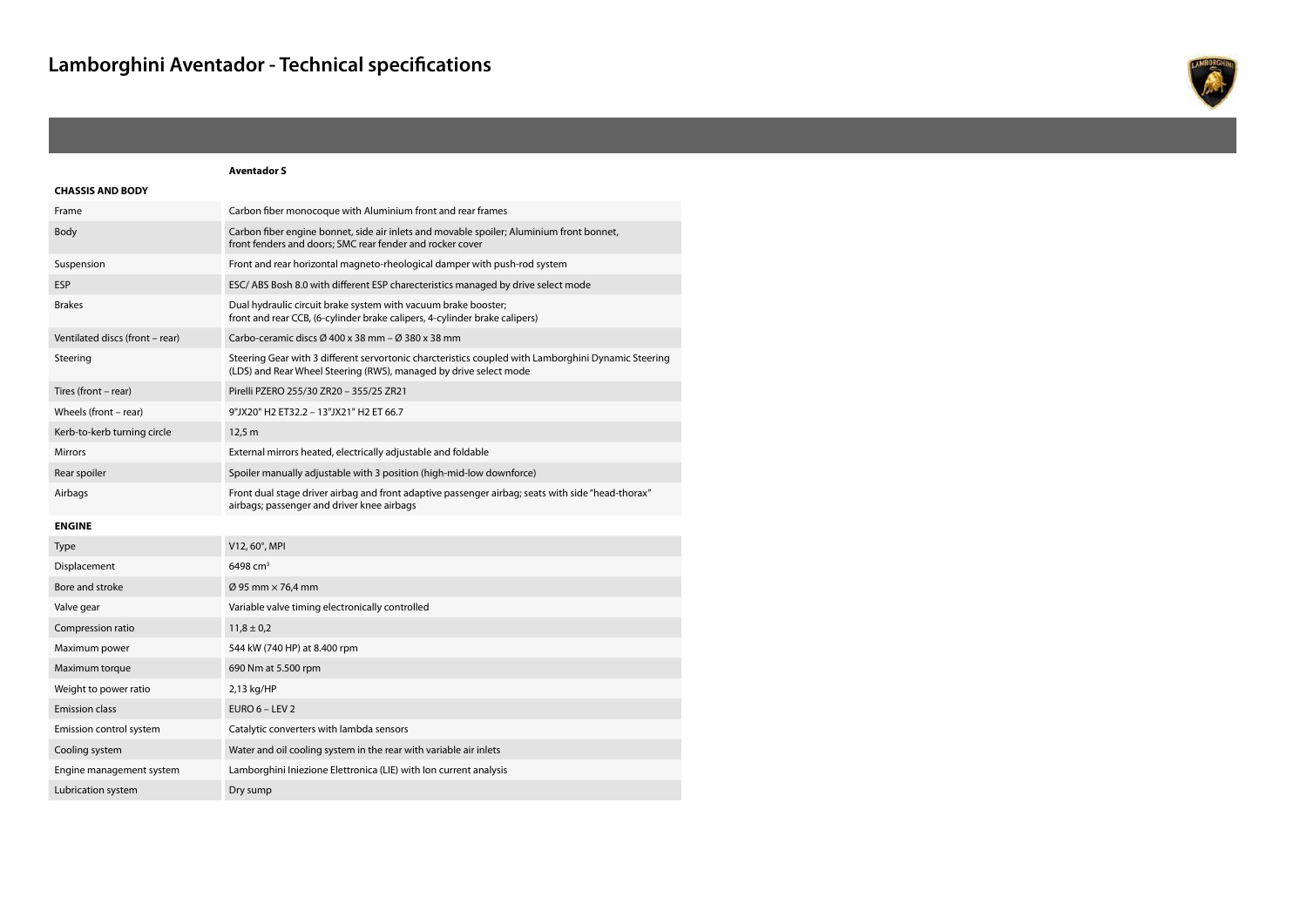# Lamborghini Aventador - Technical specifications

| | Aventador S |
|---|---|
| **CHASSIS AND BODY** | |
| Frame | Carbon fiber monocoque with Aluminium front and rear frames |
| Body | Carbon fiber engine bonnet, side air inlets and movable spoiler; Aluminium front bonnet, front fenders and doors; SMC rear fender and rocker cover |
| Suspension | Front and rear horizontal magneto-rheological damper with push-rod system |
| ESP | ESC/ ABS Bosh 8.0 with different ESP charecteristics managed by drive select mode |
| Brakes | Dual hydraulic circuit brake system with vacuum brake booster; front and rear CCB, (6-cylinder brake calipers, 4-cylinder brake calipers) |
| Ventilated discs (front – rear) | Carbo-ceramic discs Ø 400 x 38 mm – Ø 380 x 38 mm |
| Steering | Steering Gear with 3 different servortonic charcteristics coupled with Lamborghini Dynamic Steering (LDS) and Rear Wheel Steering (RWS), managed by drive select mode |
| Tires (front – rear) | Pirelli PZERO 255/30 ZR20 – 355/25 ZR21 |
| Wheels (front – rear) | 9"JX20" H2 ET32.2 – 13"JX21" H2 ET 66.7 |
| Kerb-to-kerb turning circle | 12,5 m |
| Mirrors | External mirrors heated, electrically adjustable and foldable |
| Rear spoiler | Spoiler manually adjustable with 3 position (high-mid-low downforce) |
| Airbags | Front dual stage driver airbag and front adaptive passenger airbag; seats with side "head-thorax" airbags; passenger and driver knee airbags |
| **ENGINE** | |
| Type | V12, 60°, MPI |
| Displacement | 6498 $cm^3$ |
| Bore and stroke | Ø 95 mm × 76,4 mm |
| Valve gear | Variable valve timing electronically controlled |
| Compression ratio | 11,8 ± 0,2 |
| Maximum power | 544 kW (740 HP) at 8.400 rpm |
| Maximum torque | 690 Nm at 5.500 rpm |
| Weight to power ratio | 2,13 kg/HP |
| Emission class | EURO 6 – LEV 2 |
| Emission control system | Catalytic converters with lambda sensors |
| Cooling system | Water and oil cooling system in the rear with variable air inlets |
| Engine management system | Lamborghini Iniezione Elettronica (LIE) with Ion current analysis |
| Lubrication system | Dry sump |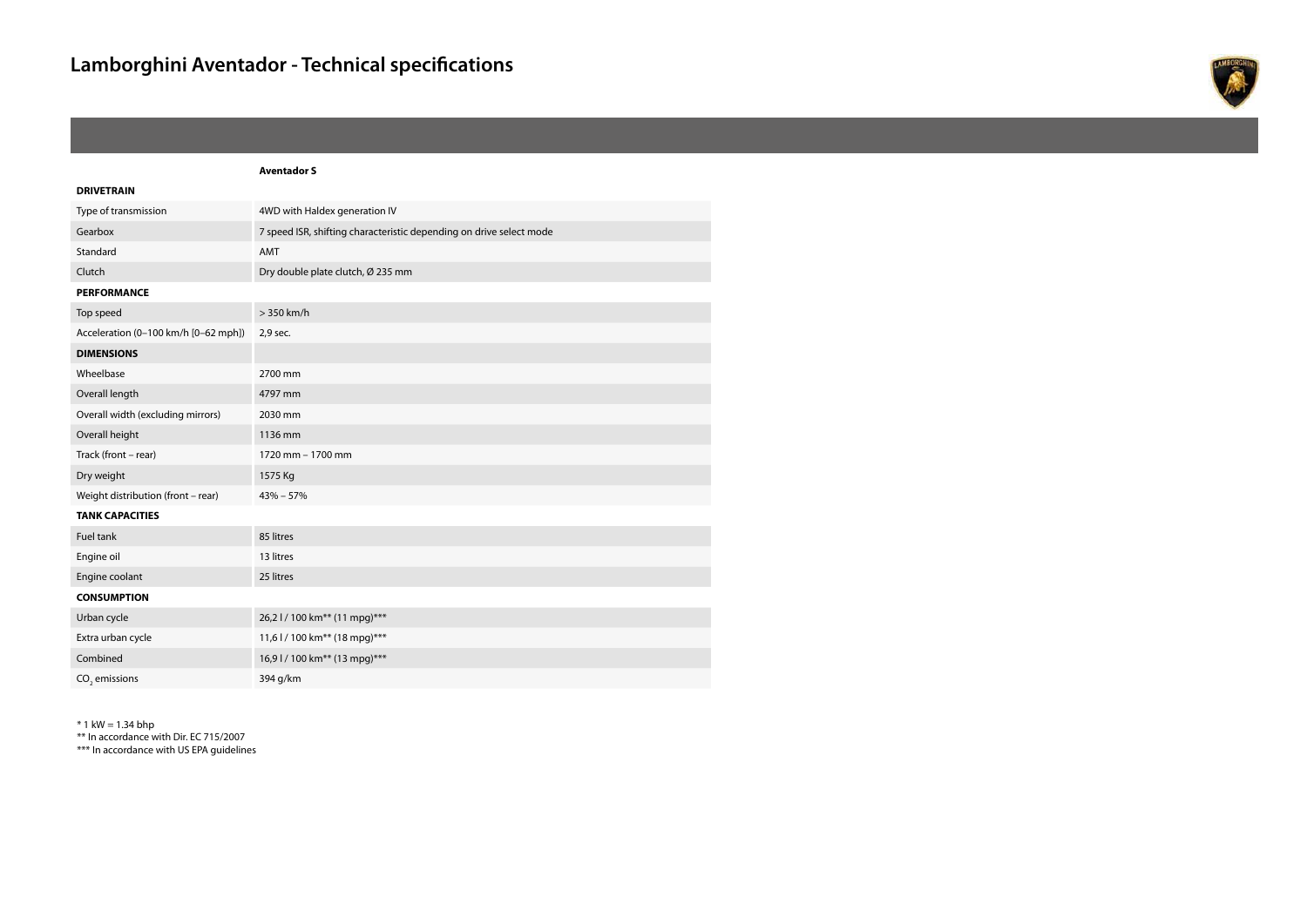# Lamborghini Aventador - Technical specifications

| | Aventador S |
|---|---|
| **DRIVETRAIN** | |
| Type of transmission | 4WD with Haldex generation IV |
| Gearbox | 7 speed ISR, shifting characteristic depending on drive select mode |
| Standard | AMT |
| Clutch | Dry double plate clutch, Ø 235 mm |
| **PERFORMANCE** | |
| Top speed | > 350 km/h |
| Acceleration (0–100 km/h [0–62 mph]) | 2,9 sec. |
| **DIMENSIONS** | |
| Wheelbase | 2700 mm |
| Overall length | 4797 mm |
| Overall width (excluding mirrors) | 2030 mm |
| Overall height | 1136 mm |
| Track (front – rear) | 1720 mm – 1700 mm |
| Dry weight | 1575 Kg |
| Weight distribution (front – rear) | 43% – 57% |
| **TANK CAPACITIES** | |
| Fuel tank | 85 litres |
| Engine oil | 13 litres |
| Engine coolant | 25 litres |
| **CONSUMPTION** | |
| Urban cycle | 26,2 l / 100 km** (11 mpg)*** |
| Extra urban cycle | 11,6 l / 100 km** (18 mpg)*** |
| Combined | 16,9 l / 100 km** (13 mpg)*** |
| $CO_2$ emissions | 394 g/km |

* 1 kW = 1.34 bhp
** In accordance with Dir. EC 715/2007
*** In accordance with US EPA guidelines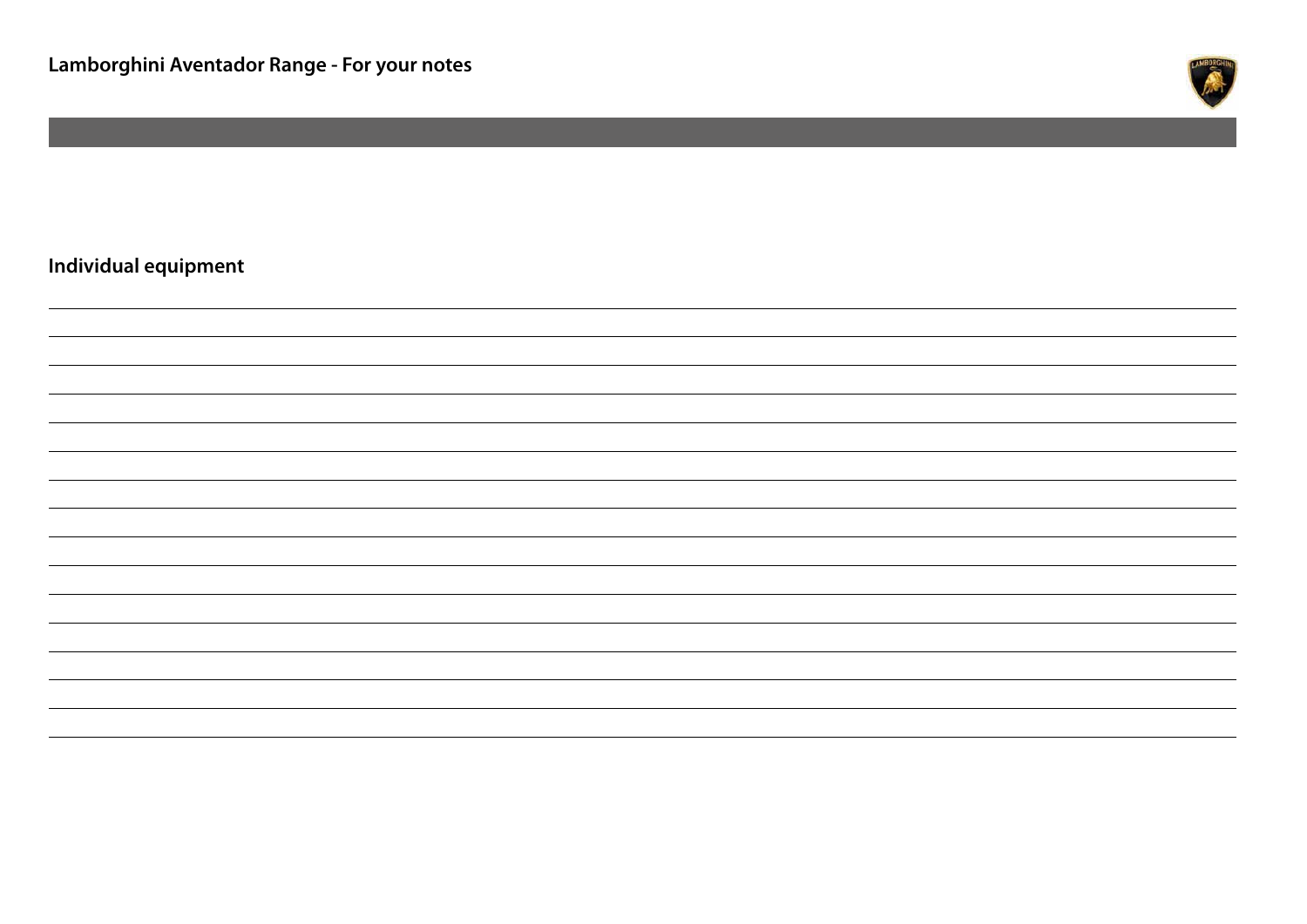# Lamborghini Aventador Range - For your notes

## Individual equipment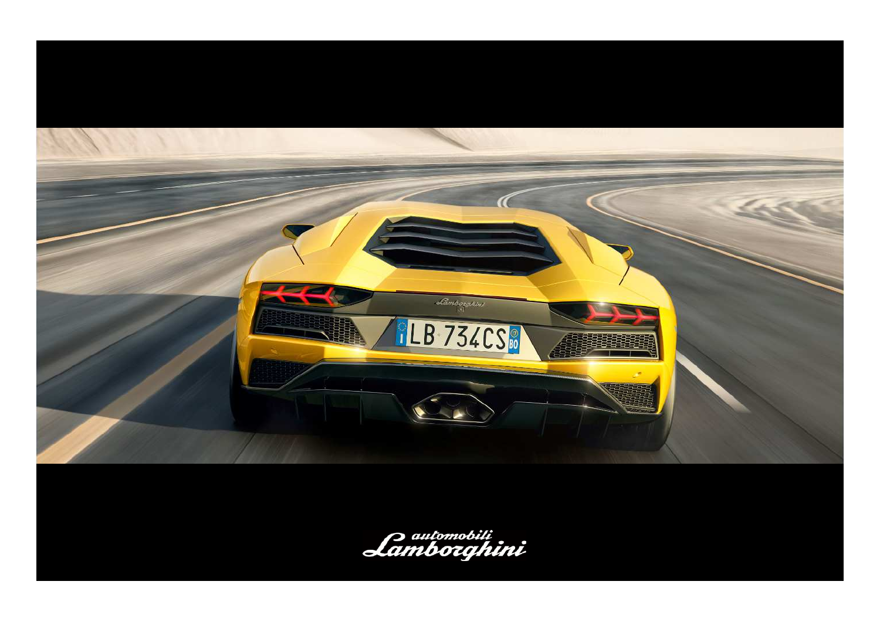automobili Lamborghini